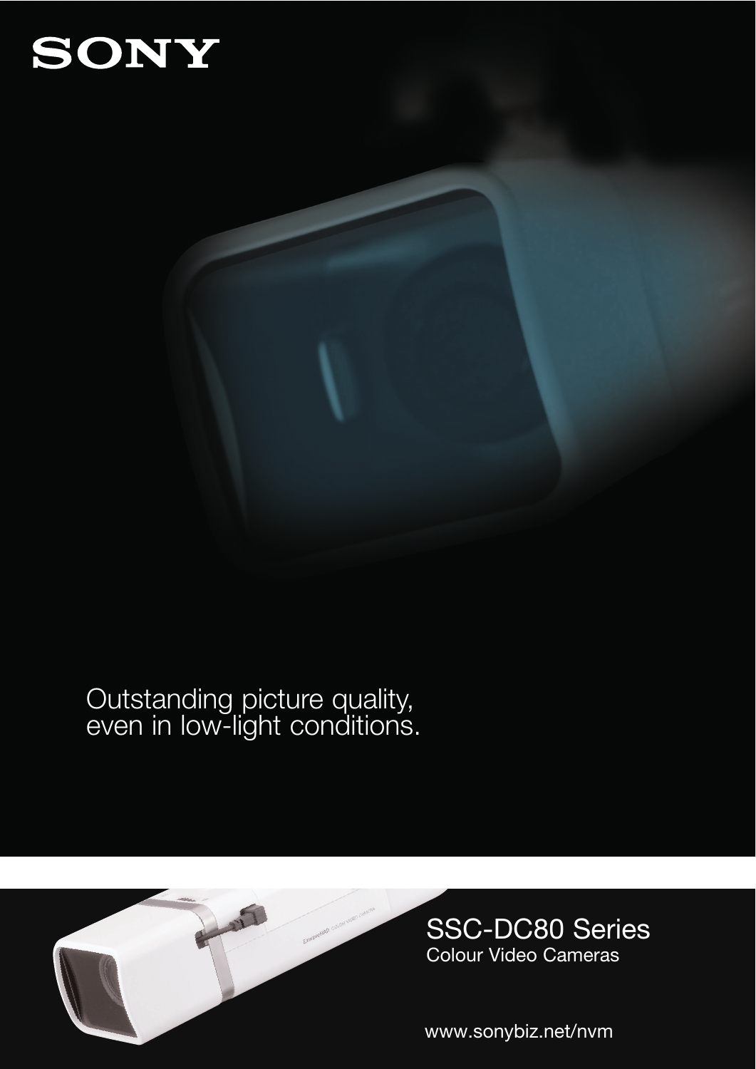SONY

Outstanding picture quality,
even in low-light conditions.

# SSC-DC80 Series

Colour Video Cameras

www.sonybiz.net/nvm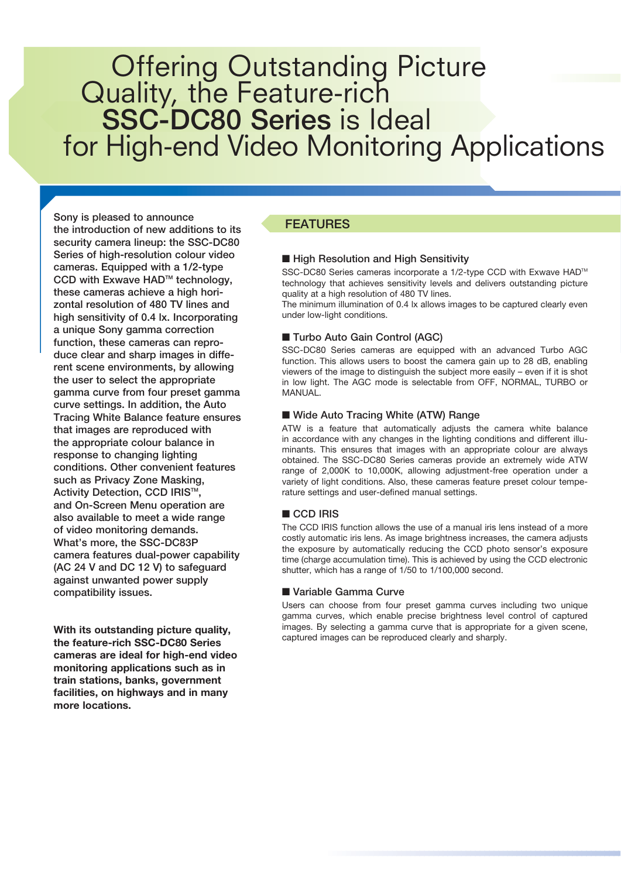# Offering Outstanding Picture Quality, the Feature-rich **SSC-DC80 Series** is Ideal for High-end Video Monitoring Applications

Sony is pleased to announce the introduction of new additions to its security camera lineup: the SSC-DC80 Series of high-resolution colour video cameras. Equipped with a 1/2-type CCD with Exwave HAD™ technology, these cameras achieve a high horizontal resolution of 480 TV lines and high sensitivity of 0.4 lx. Incorporating a unique Sony gamma correction function, these cameras can reproduce clear and sharp images in different scene environments, by allowing the user to select the appropriate gamma curve from four preset gamma curve settings. In addition, the Auto Tracing White Balance feature ensures that images are reproduced with the appropriate colour balance in response to changing lighting conditions. Other convenient features such as Privacy Zone Masking, Activity Detection, CCD IRIS™, and On-Screen Menu operation are also available to meet a wide range of video monitoring demands. What's more, the SSC-DC83P camera features dual-power capability (AC 24 V and DC 12 V) to safeguard against unwanted power supply compatibility issues.

**With its outstanding picture quality, the feature-rich SSC-DC80 Series cameras are ideal for high-end video monitoring applications such as in train stations, banks, government facilities, on highways and in many more locations.**

## FEATURES

### ■ High Resolution and High Sensitivity

SSC-DC80 Series cameras incorporate a 1/2-type CCD with Exwave HAD™ technology that achieves sensitivity levels and delivers outstanding picture quality at a high resolution of 480 TV lines.
The minimum illumination of 0.4 lx allows images to be captured clearly even under low-light conditions.

### ■ Turbo Auto Gain Control (AGC)

SSC-DC80 Series cameras are equipped with an advanced Turbo AGC function. This allows users to boost the camera gain up to 28 dB, enabling viewers of the image to distinguish the subject more easily – even if it is shot in low light. The AGC mode is selectable from OFF, NORMAL, TURBO or MANUAL.

### ■ Wide Auto Tracing White (ATW) Range

ATW is a feature that automatically adjusts the camera white balance in accordance with any changes in the lighting conditions and different illuminants. This ensures that images with an appropriate colour are always obtained. The SSC-DC80 Series cameras provide an extremely wide ATW range of 2,000K to 10,000K, allowing adjustment-free operation under a variety of light conditions. Also, these cameras feature preset colour temperature settings and user-defined manual settings.

### ■ CCD IRIS

The CCD IRIS function allows the use of a manual iris lens instead of a more costly automatic iris lens. As image brightness increases, the camera adjusts the exposure by automatically reducing the CCD photo sensor's exposure time (charge accumulation time). This is achieved by using the CCD electronic shutter, which has a range of 1/50 to 1/100,000 second.

### ■ Variable Gamma Curve

Users can choose from four preset gamma curves including two unique gamma curves, which enable precise brightness level control of captured images. By selecting a gamma curve that is appropriate for a given scene, captured images can be reproduced clearly and sharply.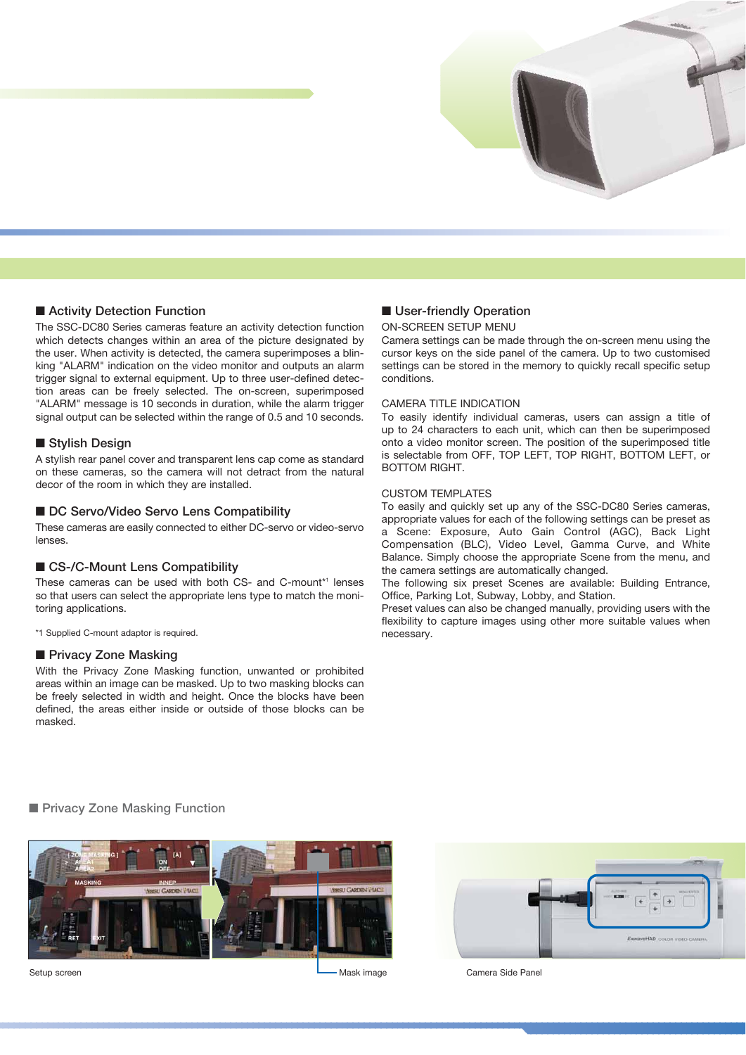## ■ Activity Detection Function

The SSC-DC80 Series cameras feature an activity detection function which detects changes within an area of the picture designated by the user. When activity is detected, the camera superimposes a blinking "ALARM" indication on the video monitor and outputs an alarm trigger signal to external equipment. Up to three user-defined detection areas can be freely selected. The on-screen, superimposed "ALARM" message is 10 seconds in duration, while the alarm trigger signal output can be selected within the range of 0.5 and 10 seconds.

## ■ Stylish Design

A stylish rear panel cover and transparent lens cap come as standard on these cameras, so the camera will not detract from the natural decor of the room in which they are installed.

## ■ DC Servo/Video Servo Lens Compatibility

These cameras are easily connected to either DC-servo or video-servo lenses.

## ■ CS-/C-Mount Lens Compatibility

These cameras can be used with both CS- and C-mount*1 lenses so that users can select the appropriate lens type to match the monitoring applications.

*1 Supplied C-mount adaptor is required.

## ■ Privacy Zone Masking

With the Privacy Zone Masking function, unwanted or prohibited areas within an image can be masked. Up to two masking blocks can be freely selected in width and height. Once the blocks have been defined, the areas either inside or outside of those blocks can be masked.

## ■ User-friendly Operation

ON-SCREEN SETUP MENU

Camera settings can be made through the on-screen menu using the cursor keys on the side panel of the camera. Up to two customised settings can be stored in the memory to quickly recall specific setup conditions.

CAMERA TITLE INDICATION

To easily identify individual cameras, users can assign a title of up to 24 characters to each unit, which can then be superimposed onto a video monitor screen. The position of the superimposed title is selectable from OFF, TOP LEFT, TOP RIGHT, BOTTOM LEFT, or BOTTOM RIGHT.

CUSTOM TEMPLATES

To easily and quickly set up any of the SSC-DC80 Series cameras, appropriate values for each of the following settings can be preset as a Scene: Exposure, Auto Gain Control (AGC), Back Light Compensation (BLC), Video Level, Gamma Curve, and White Balance. Simply choose the appropriate Scene from the menu, and the camera settings are automatically changed.
The following six preset Scenes are available: Building Entrance, Office, Parking Lot, Subway, Lobby, and Station.
Preset values can also be changed manually, providing users with the flexibility to capture images using other more suitable values when necessary.

## ■ Privacy Zone Masking Function

Setup screen

Mask image

Camera Side Panel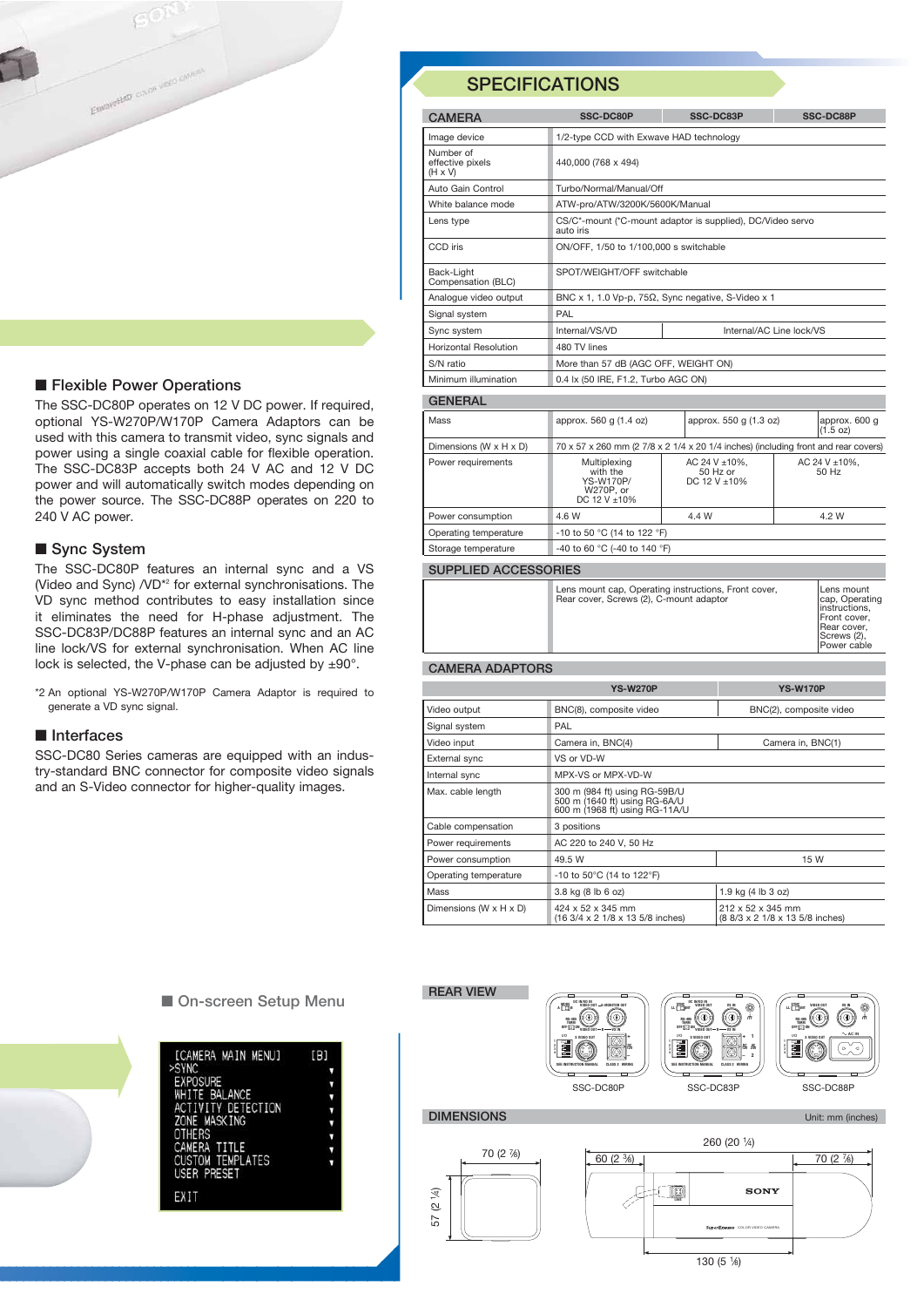## Flexible Power Operations

The SSC-DC80P operates on 12 V DC power. If required, optional YS-W270P/W170P Camera Adaptors can be used with this camera to transmit video, sync signals and power using a single coaxial cable for flexible operation. The SSC-DC83P accepts both 24 V AC and 12 V DC power and will automatically switch modes depending on the power source. The SSC-DC88P operates on 220 to 240 V AC power.

## Sync System

The SSC-DC80P features an internal sync and a VS (Video and Sync) /VD*2 for external synchronisations. The VD sync method contributes to easy installation since it eliminates the need for H-phase adjustment. The SSC-DC83P/DC88P features an internal sync and an AC line lock/VS for external synchronisation. When AC line lock is selected, the V-phase can be adjusted by ±90°.

*2 An optional YS-W270P/W170P Camera Adaptor is required to generate a VD sync signal.

## Interfaces

SSC-DC80 Series cameras are equipped with an industry-standard BNC connector for composite video signals and an S-Video connector for higher-quality images.

## On-screen Setup Menu

```
[CAMERA MAIN MENU]   [B]
>SYNC
 EXPOSURE
 WHITE BALANCE
 ACTIVITY DETECTION
 ZONE MASKING
 OTHERS
 CAMERA TITLE
 CUSTOM TEMPLATES
 USER PRESET

 EXIT
```

# SPECIFICATIONS

| CAMERA | SSC-DC80P | SSC-DC83P | SSC-DC88P |
|---|---|---|---|
| Image device | 1/2-type CCD with Exwave HAD technology | | |
| Number of effective pixels (H x V) | 440,000 (768 x 494) | | |
| Auto Gain Control | Turbo/Normal/Manual/Off | | |
| White balance mode | ATW-pro/ATW/3200K/5600K/Manual | | |
| Lens type | CS/C*-mount (*C-mount adaptor is supplied), DC/Video servo auto iris | | |
| CCD iris | ON/OFF, 1/50 to 1/100,000 s switchable | | |
| Back-Light Compensation (BLC) | SPOT/WEIGHT/OFF switchable | | |
| Analogue video output | BNC x 1, 1.0 Vp-p, 75Ω, Sync negative, S-Video x 1 | | |
| Signal system | PAL | | |
| Sync system | Internal/VS/VD | Internal/AC Line lock/VS | |
| Horizontal Resolution | 480 TV lines | | |
| S/N ratio | More than 57 dB (AGC OFF, WEIGHT ON) | | |
| Minimum illumination | 0.4 lx (50 IRE, F1.2, Turbo AGC ON) | | |

| GENERAL | SSC-DC80P | SSC-DC83P | SSC-DC88P |
|---|---|---|---|
| Mass | approx. 560 g (1.4 oz) | approx. 550 g (1.3 oz) | approx. 600 g (1.5 oz) |
| Dimensions (W x H x D) | 70 x 57 x 260 mm (2 7/8 x 2 1/4 x 20 1/4 inches) (including front and rear covers) | | |
| Power requirements | Multiplexing with the YS-W170P/ W270P, or DC 12 V ±10% | AC 24 V ±10%, 50 Hz or DC 12 V ±10% | AC 24 V ±10%, 50 Hz |
| Power consumption | 4.6 W | 4.4 W | 4.2 W |
| Operating temperature | -10 to 50 °C (14 to 122 °F) | | |
| Storage temperature | -40 to 60 °C (-40 to 140 °F) | | |

| SUPPLIED ACCESSORIES | SSC-DC80P / SSC-DC83P | SSC-DC88P |
|---|---|---|
| | Lens mount cap, Operating instructions, Front cover, Rear cover, Screws (2), C-mount adaptor | Lens mount cap, Operating instructions, Front cover, Rear cover, Screws (2), Power cable |

| CAMERA ADAPTORS | YS-W270P | YS-W170P |
|---|---|---|
| Video output | BNC(8), composite video | BNC(2), composite video |
| Signal system | PAL | |
| Video input | Camera in, BNC(4) | Camera in, BNC(1) |
| External sync | VS or VD-W | |
| Internal sync | MPX-VS or MPX-VD-W | |
| Max. cable length | 300 m (984 ft) using RG-59B/U<br>500 m (1640 ft) using RG-6A/U<br>600 m (1968 ft) using RG-11A/U | |
| Cable compensation | 3 positions | |
| Power requirements | AC 220 to 240 V, 50 Hz | |
| Power consumption | 49.5 W | 15 W |
| Operating temperature | -10 to 50°C (14 to 122°F) | |
| Mass | 3.8 kg (8 lb 6 oz) | 1.9 kg (4 lb 3 oz) |
| Dimensions (W x H x D) | 424 x 52 x 345 mm (16 3/4 x 2 1/8 x 13 5/8 inches) | 212 x 52 x 345 mm (8 8/3 x 2 1/8 x 13 5/8 inches) |

## REAR VIEW

SSC-DC80P SSC-DC83P SSC-DC88P

## DIMENSIONS

Unit: mm (inches)

70 (2 7/8) 57 (2 1/4) 260 (20 1/4) 60 (2 3/8) 70 (2 7/8) 130 (5 1/8)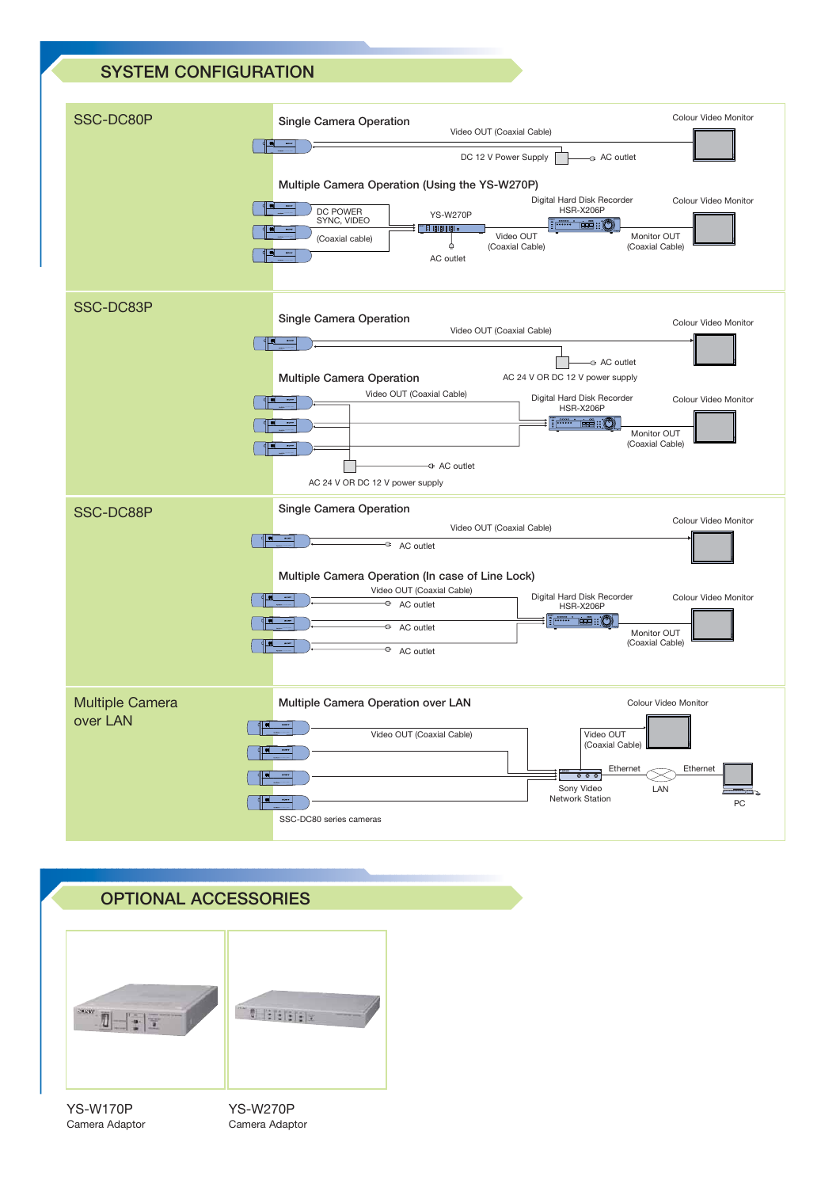## SYSTEM CONFIGURATION

### SSC-DC80P

**Single Camera Operation**

Video OUT (Coaxial Cable)

DC 12 V Power Supply

AC outlet

Colour Video Monitor

**Multiple Camera Operation (Using the YS-W270P)**

DC POWER SYNC, VIDEO

(Coaxial cable)

YS-W270P

AC outlet

Digital Hard Disk Recorder HSR-X206P

Video OUT (Coaxial Cable)

Monitor OUT (Coaxial Cable)

Colour Video Monitor

### SSC-DC83P

**Single Camera Operation**

Video OUT (Coaxial Cable)

AC outlet

AC 24 V OR DC 12 V power supply

Colour Video Monitor

**Multiple Camera Operation**

Video OUT (Coaxial Cable)

Digital Hard Disk Recorder HSR-X206P

Monitor OUT (Coaxial Cable)

Colour Video Monitor

AC outlet

AC 24 V OR DC 12 V power supply

### SSC-DC88P

**Single Camera Operation**

Video OUT (Coaxial Cable)

AC outlet

Colour Video Monitor

**Multiple Camera Operation (In case of Line Lock)**

Video OUT (Coaxial Cable)

AC outlet

AC outlet

AC outlet

Digital Hard Disk Recorder HSR-X206P

Monitor OUT (Coaxial Cable)

Colour Video Monitor

### Multiple Camera over LAN

**Multiple Camera Operation over LAN**

Video OUT (Coaxial Cable)

Video OUT (Coaxial Cable)

Colour Video Monitor

Ethernet

LAN

Ethernet

Sony Video Network Station

PC

SSC-DC80 series cameras

## OPTIONAL ACCESSORIES

YS-W170P
Camera Adaptor

YS-W270P
Camera Adaptor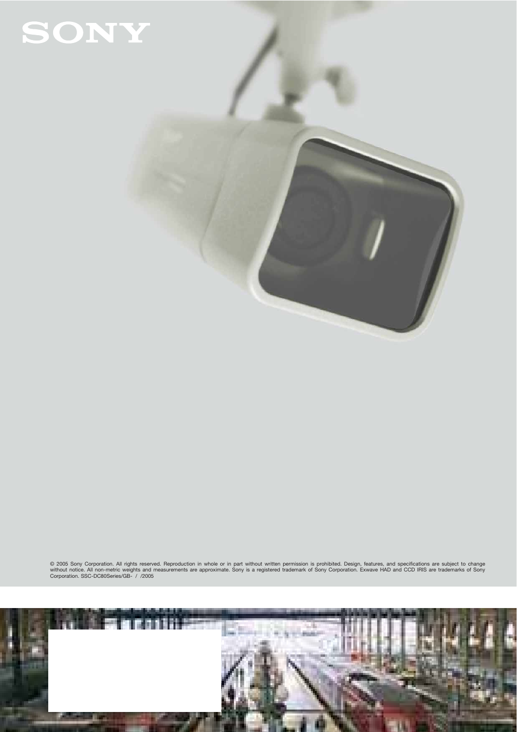© 2005 Sony Corporation. All rights reserved. Reproduction in whole or in part without written permission is prohibited. Design, features, and specifications are subject to change without notice. All non-metric weights and measurements are approximate. Sony is a registered trademark of Sony Corporation. Exwave HAD and CCD IRIS are trademarks of Sony Corporation. SSC-DC80Series/GB- / /2005